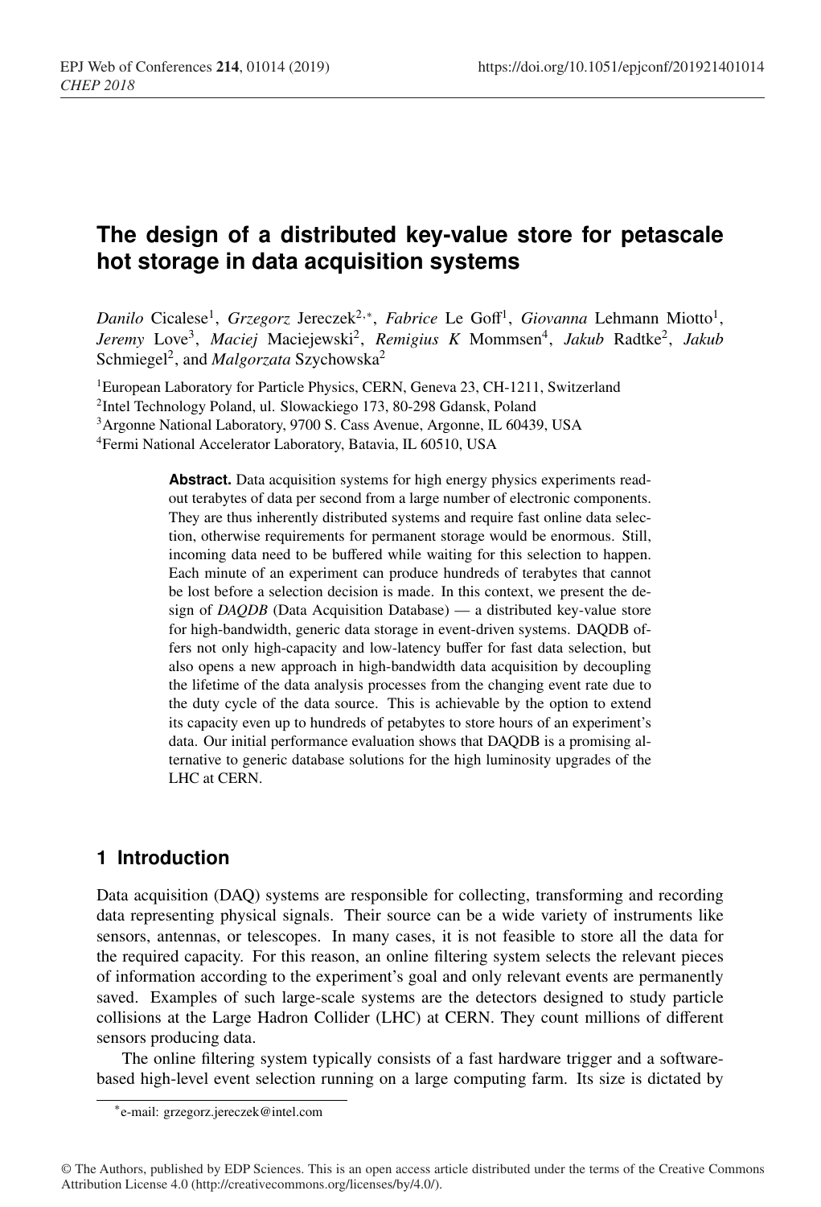# The design of a distributed key-value store for petascale hot storage in data acquisition systems

*Danilo* Cicalese[1], *Grzegorz* Jereczek[2,*], *Fabrice* Le Goff[1], *Giovanna* Lehmann Miotto[1], *Jeremy* Love[3], *Maciej* Maciejewski[2], *Remigius K* Mommsen[4], *Jakub* Radtke[2], *Jakub* Schmiegel[2], and *Malgorzata* Szychowska[2]

[1]European Laboratory for Particle Physics, CERN, Geneva 23, CH-1211, Switzerland

[2]Intel Technology Poland, ul. Slowackiego 173, 80-298 Gdansk, Poland

[3]Argonne National Laboratory, 9700 S. Cass Avenue, Argonne, IL 60439, USA

[4]Fermi National Accelerator Laboratory, Batavia, IL 60510, USA

**Abstract.** Data acquisition systems for high energy physics experiments readout terabytes of data per second from a large number of electronic components. They are thus inherently distributed systems and require fast online data selection, otherwise requirements for permanent storage would be enormous. Still, incoming data need to be buffered while waiting for this selection to happen. Each minute of an experiment can produce hundreds of terabytes that cannot be lost before a selection decision is made. In this context, we present the design of *DAQDB* (Data Acquisition Database) — a distributed key-value store for high-bandwidth, generic data storage in event-driven systems. DAQDB offers not only high-capacity and low-latency buffer for fast data selection, but also opens a new approach in high-bandwidth data acquisition by decoupling the lifetime of the data analysis processes from the changing event rate due to the duty cycle of the data source. This is achievable by the option to extend its capacity even up to hundreds of petabytes to store hours of an experiment's data. Our initial performance evaluation shows that DAQDB is a promising alternative to generic database solutions for the high luminosity upgrades of the LHC at CERN.

## 1 Introduction

Data acquisition (DAQ) systems are responsible for collecting, transforming and recording data representing physical signals. Their source can be a wide variety of instruments like sensors, antennas, or telescopes. In many cases, it is not feasible to store all the data for the required capacity. For this reason, an online filtering system selects the relevant pieces of information according to the experiment's goal and only relevant events are permanently saved. Examples of such large-scale systems are the detectors designed to study particle collisions at the Large Hadron Collider (LHC) at CERN. They count millions of different sensors producing data.

The online filtering system typically consists of a fast hardware trigger and a software-based high-level event selection running on a large computing farm. Its size is dictated by

[*]e-mail: grzegorz.jereczek@intel.com

© The Authors, published by EDP Sciences. This is an open access article distributed under the terms of the Creative Commons Attribution License 4.0 (http://creativecommons.org/licenses/by/4.0/).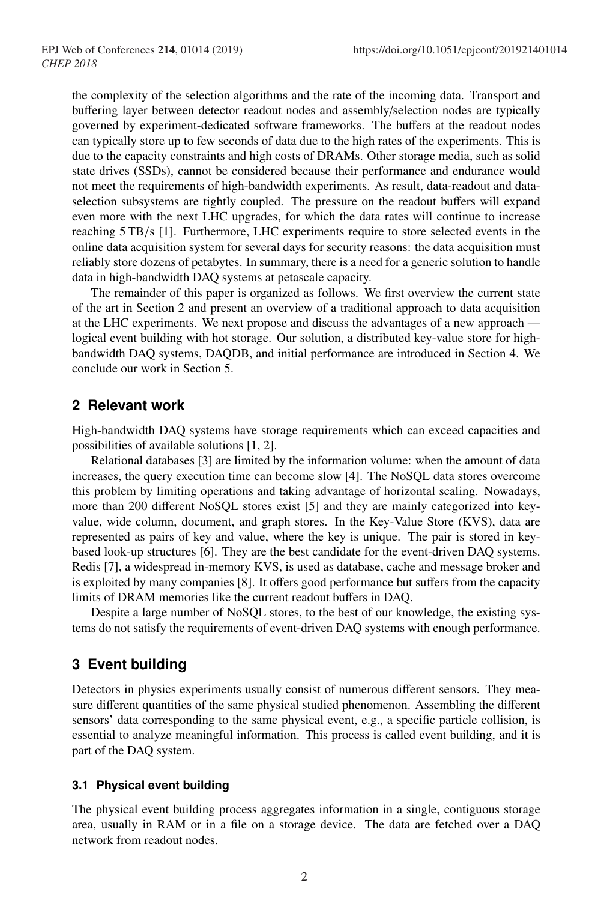the complexity of the selection algorithms and the rate of the incoming data. Transport and buffering layer between detector readout nodes and assembly/selection nodes are typically governed by experiment-dedicated software frameworks. The buffers at the readout nodes can typically store up to few seconds of data due to the high rates of the experiments. This is due to the capacity constraints and high costs of DRAMs. Other storage media, such as solid state drives (SSDs), cannot be considered because their performance and endurance would not meet the requirements of high-bandwidth experiments. As result, data-readout and data-selection subsystems are tightly coupled. The pressure on the readout buffers will expand even more with the next LHC upgrades, for which the data rates will continue to increase reaching 5 TB/s [1]. Furthermore, LHC experiments require to store selected events in the online data acquisition system for several days for security reasons: the data acquisition must reliably store dozens of petabytes. In summary, there is a need for a generic solution to handle data in high-bandwidth DAQ systems at petascale capacity.

The remainder of this paper is organized as follows. We first overview the current state of the art in Section 2 and present an overview of a traditional approach to data acquisition at the LHC experiments. We next propose and discuss the advantages of a new approach — logical event building with hot storage. Our solution, a distributed key-value store for high-bandwidth DAQ systems, DAQDB, and initial performance are introduced in Section 4. We conclude our work in Section 5.

## 2 Relevant work

High-bandwidth DAQ systems have storage requirements which can exceed capacities and possibilities of available solutions [1, 2].

Relational databases [3] are limited by the information volume: when the amount of data increases, the query execution time can become slow [4]. The NoSQL data stores overcome this problem by limiting operations and taking advantage of horizontal scaling. Nowadays, more than 200 different NoSQL stores exist [5] and they are mainly categorized into key-value, wide column, document, and graph stores. In the Key-Value Store (KVS), data are represented as pairs of key and value, where the key is unique. The pair is stored in key-based look-up structures [6]. They are the best candidate for the event-driven DAQ systems. Redis [7], a widespread in-memory KVS, is used as database, cache and message broker and is exploited by many companies [8]. It offers good performance but suffers from the capacity limits of DRAM memories like the current readout buffers in DAQ.

Despite a large number of NoSQL stores, to the best of our knowledge, the existing systems do not satisfy the requirements of event-driven DAQ systems with enough performance.

## 3 Event building

Detectors in physics experiments usually consist of numerous different sensors. They measure different quantities of the same physical studied phenomenon. Assembling the different sensors' data corresponding to the same physical event, e.g., a specific particle collision, is essential to analyze meaningful information. This process is called event building, and it is part of the DAQ system.

### 3.1 Physical event building

The physical event building process aggregates information in a single, contiguous storage area, usually in RAM or in a file on a storage device. The data are fetched over a DAQ network from readout nodes.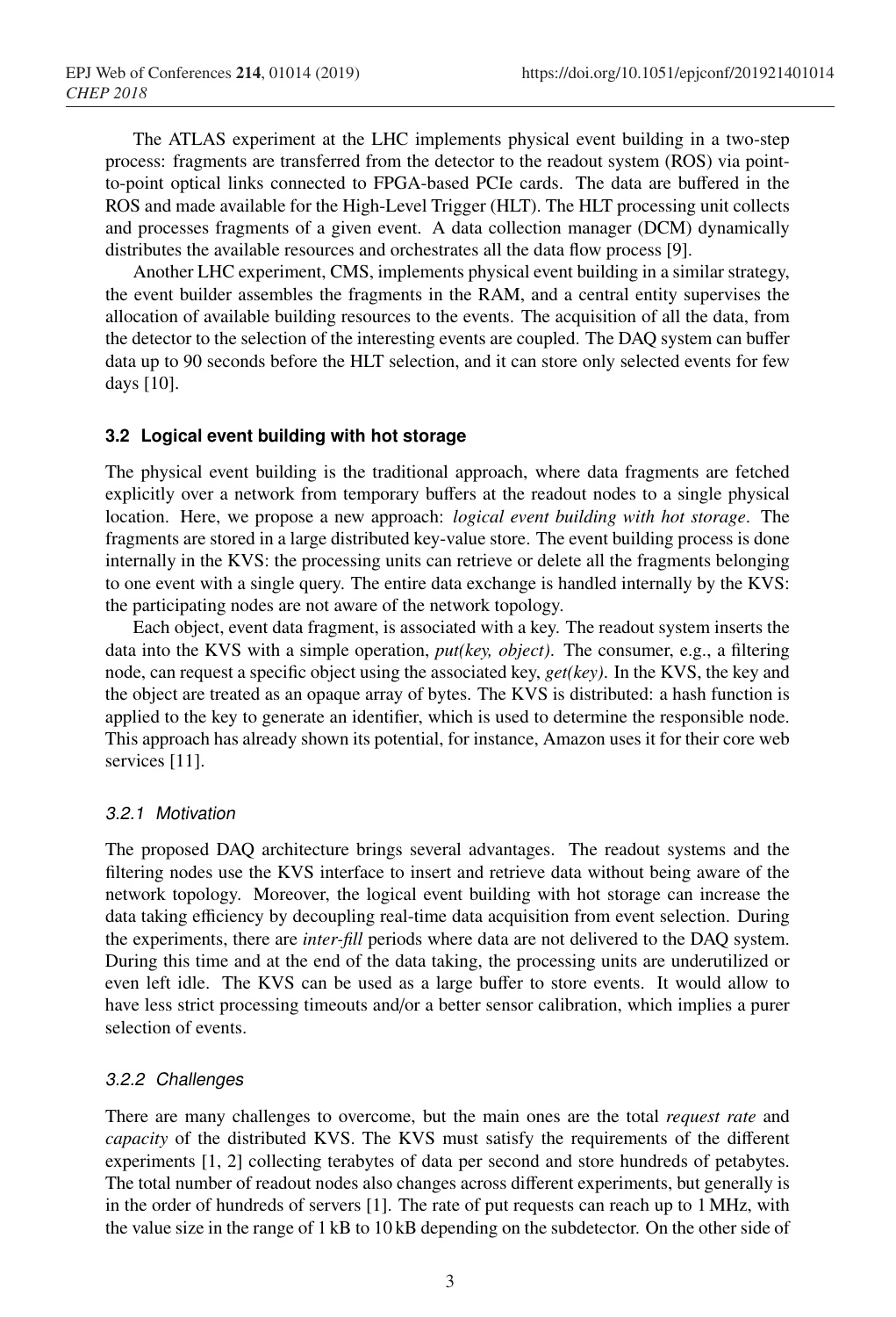The ATLAS experiment at the LHC implements physical event building in a two-step process: fragments are transferred from the detector to the readout system (ROS) via point-to-point optical links connected to FPGA-based PCIe cards. The data are buffered in the ROS and made available for the High-Level Trigger (HLT). The HLT processing unit collects and processes fragments of a given event. A data collection manager (DCM) dynamically distributes the available resources and orchestrates all the data flow process [9].

Another LHC experiment, CMS, implements physical event building in a similar strategy, the event builder assembles the fragments in the RAM, and a central entity supervises the allocation of available building resources to the events. The acquisition of all the data, from the detector to the selection of the interesting events are coupled. The DAQ system can buffer data up to 90 seconds before the HLT selection, and it can store only selected events for few days [10].

### 3.2 Logical event building with hot storage

The physical event building is the traditional approach, where data fragments are fetched explicitly over a network from temporary buffers at the readout nodes to a single physical location. Here, we propose a new approach: *logical event building with hot storage*. The fragments are stored in a large distributed key-value store. The event building process is done internally in the KVS: the processing units can retrieve or delete all the fragments belonging to one event with a single query. The entire data exchange is handled internally by the KVS: the participating nodes are not aware of the network topology.

Each object, event data fragment, is associated with a key. The readout system inserts the data into the KVS with a simple operation, *put(key, object)*. The consumer, e.g., a filtering node, can request a specific object using the associated key, *get(key)*. In the KVS, the key and the object are treated as an opaque array of bytes. The KVS is distributed: a hash function is applied to the key to generate an identifier, which is used to determine the responsible node. This approach has already shown its potential, for instance, Amazon uses it for their core web services [11].

#### 3.2.1 Motivation

The proposed DAQ architecture brings several advantages. The readout systems and the filtering nodes use the KVS interface to insert and retrieve data without being aware of the network topology. Moreover, the logical event building with hot storage can increase the data taking efficiency by decoupling real-time data acquisition from event selection. During the experiments, there are *inter-fill* periods where data are not delivered to the DAQ system. During this time and at the end of the data taking, the processing units are underutilized or even left idle. The KVS can be used as a large buffer to store events. It would allow to have less strict processing timeouts and/or a better sensor calibration, which implies a purer selection of events.

#### 3.2.2 Challenges

There are many challenges to overcome, but the main ones are the total *request rate* and *capacity* of the distributed KVS. The KVS must satisfy the requirements of the different experiments [1, 2] collecting terabytes of data per second and store hundreds of petabytes. The total number of readout nodes also changes across different experiments, but generally is in the order of hundreds of servers [1]. The rate of put requests can reach up to 1 MHz, with the value size in the range of 1 kB to 10 kB depending on the subdetector. On the other side of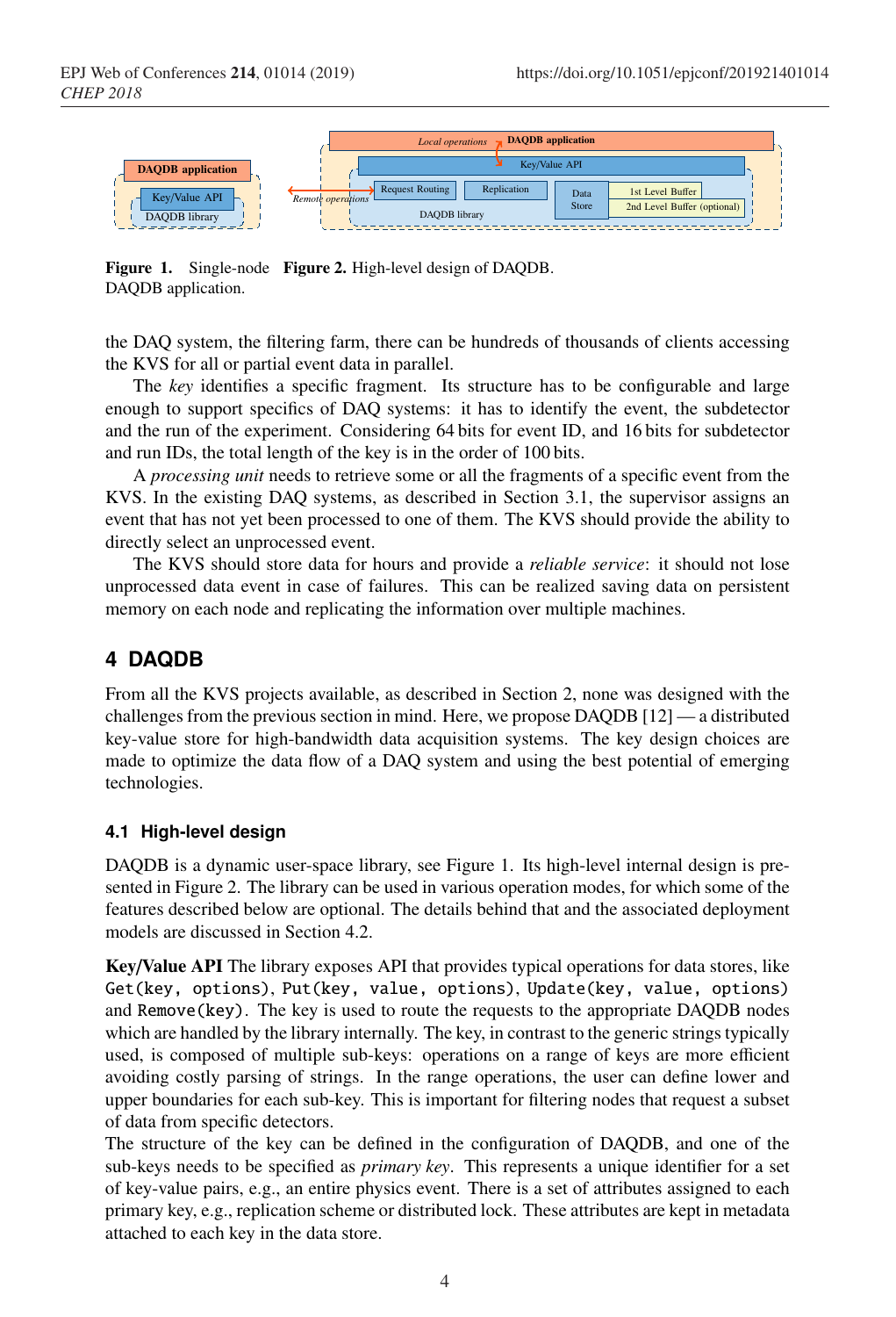Figure 1. Single-node DAQDB application.

Figure 2. High-level design of DAQDB.

the DAQ system, the filtering farm, there can be hundreds of thousands of clients accessing the KVS for all or partial event data in parallel.

The *key* identifies a specific fragment. Its structure has to be configurable and large enough to support specifics of DAQ systems: it has to identify the event, the subdetector and the run of the experiment. Considering 64 bits for event ID, and 16 bits for subdetector and run IDs, the total length of the key is in the order of 100 bits.

A *processing unit* needs to retrieve some or all the fragments of a specific event from the KVS. In the existing DAQ systems, as described in Section 3.1, the supervisor assigns an event that has not yet been processed to one of them. The KVS should provide the ability to directly select an unprocessed event.

The KVS should store data for hours and provide a *reliable service*: it should not lose unprocessed data event in case of failures. This can be realized saving data on persistent memory on each node and replicating the information over multiple machines.

## 4 DAQDB

From all the KVS projects available, as described in Section 2, none was designed with the challenges from the previous section in mind. Here, we propose DAQDB [12] — a distributed key-value store for high-bandwidth data acquisition systems. The key design choices are made to optimize the data flow of a DAQ system and using the best potential of emerging technologies.

### 4.1 High-level design

DAQDB is a dynamic user-space library, see Figure 1. Its high-level internal design is presented in Figure 2. The library can be used in various operation modes, for which some of the features described below are optional. The details behind that and the associated deployment models are discussed in Section 4.2.

**Key/Value API** The library exposes API that provides typical operations for data stores, like `Get(key, options)`, `Put(key, value, options)`, `Update(key, value, options)` and `Remove(key)`. The key is used to route the requests to the appropriate DAQDB nodes which are handled by the library internally. The key, in contrast to the generic strings typically used, is composed of multiple sub-keys: operations on a range of keys are more efficient avoiding costly parsing of strings. In the range operations, the user can define lower and upper boundaries for each sub-key. This is important for filtering nodes that request a subset of data from specific detectors.

The structure of the key can be defined in the configuration of DAQDB, and one of the sub-keys needs to be specified as *primary key*. This represents a unique identifier for a set of key-value pairs, e.g., an entire physics event. There is a set of attributes assigned to each primary key, e.g., replication scheme or distributed lock. These attributes are kept in metadata attached to each key in the data store.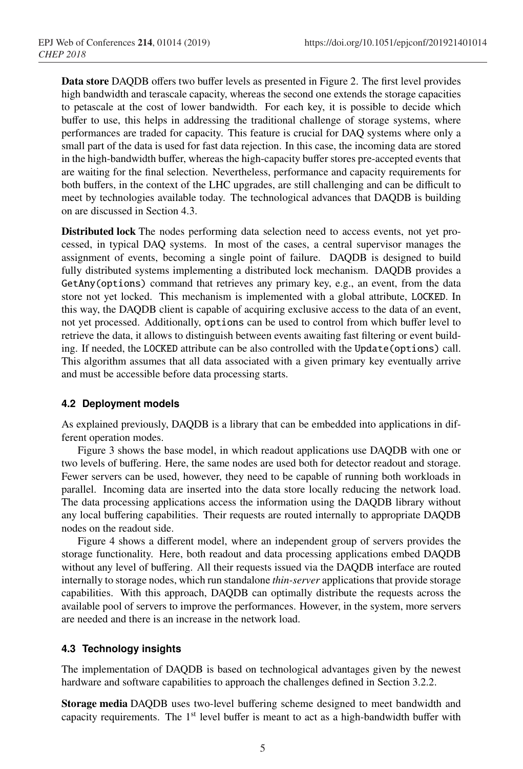**Data store** DAQDB offers two buffer levels as presented in Figure 2. The first level provides high bandwidth and terascale capacity, whereas the second one extends the storage capacities to petascale at the cost of lower bandwidth. For each key, it is possible to decide which buffer to use, this helps in addressing the traditional challenge of storage systems, where performances are traded for capacity. This feature is crucial for DAQ systems where only a small part of the data is used for fast data rejection. In this case, the incoming data are stored in the high-bandwidth buffer, whereas the high-capacity buffer stores pre-accepted events that are waiting for the final selection. Nevertheless, performance and capacity requirements for both buffers, in the context of the LHC upgrades, are still challenging and can be difficult to meet by technologies available today. The technological advances that DAQDB is building on are discussed in Section 4.3.

**Distributed lock** The nodes performing data selection need to access events, not yet processed, in typical DAQ systems. In most of the cases, a central supervisor manages the assignment of events, becoming a single point of failure. DAQDB is designed to build fully distributed systems implementing a distributed lock mechanism. DAQDB provides a `GetAny(options)` command that retrieves any primary key, e.g., an event, from the data store not yet locked. This mechanism is implemented with a global attribute, `LOCKED`. In this way, the DAQDB client is capable of acquiring exclusive access to the data of an event, not yet processed. Additionally, `options` can be used to control from which buffer level to retrieve the data, it allows to distinguish between events awaiting fast filtering or event building. If needed, the `LOCKED` attribute can be also controlled with the `Update(options)` call. This algorithm assumes that all data associated with a given primary key eventually arrive and must be accessible before data processing starts.

### 4.2 Deployment models

As explained previously, DAQDB is a library that can be embedded into applications in different operation modes.

Figure 3 shows the base model, in which readout applications use DAQDB with one or two levels of buffering. Here, the same nodes are used both for detector readout and storage. Fewer servers can be used, however, they need to be capable of running both workloads in parallel. Incoming data are inserted into the data store locally reducing the network load. The data processing applications access the information using the DAQDB library without any local buffering capabilities. Their requests are routed internally to appropriate DAQDB nodes on the readout side.

Figure 4 shows a different model, where an independent group of servers provides the storage functionality. Here, both readout and data processing applications embed DAQDB without any level of buffering. All their requests issued via the DAQDB interface are routed internally to storage nodes, which run standalone *thin-server* applications that provide storage capabilities. With this approach, DAQDB can optimally distribute the requests across the available pool of servers to improve the performances. However, in the system, more servers are needed and there is an increase in the network load.

### 4.3 Technology insights

The implementation of DAQDB is based on technological advantages given by the newest hardware and software capabilities to approach the challenges defined in Section 3.2.2.

**Storage media** DAQDB uses two-level buffering scheme designed to meet bandwidth and capacity requirements. The 1$^{st}$ level buffer is meant to act as a high-bandwidth buffer with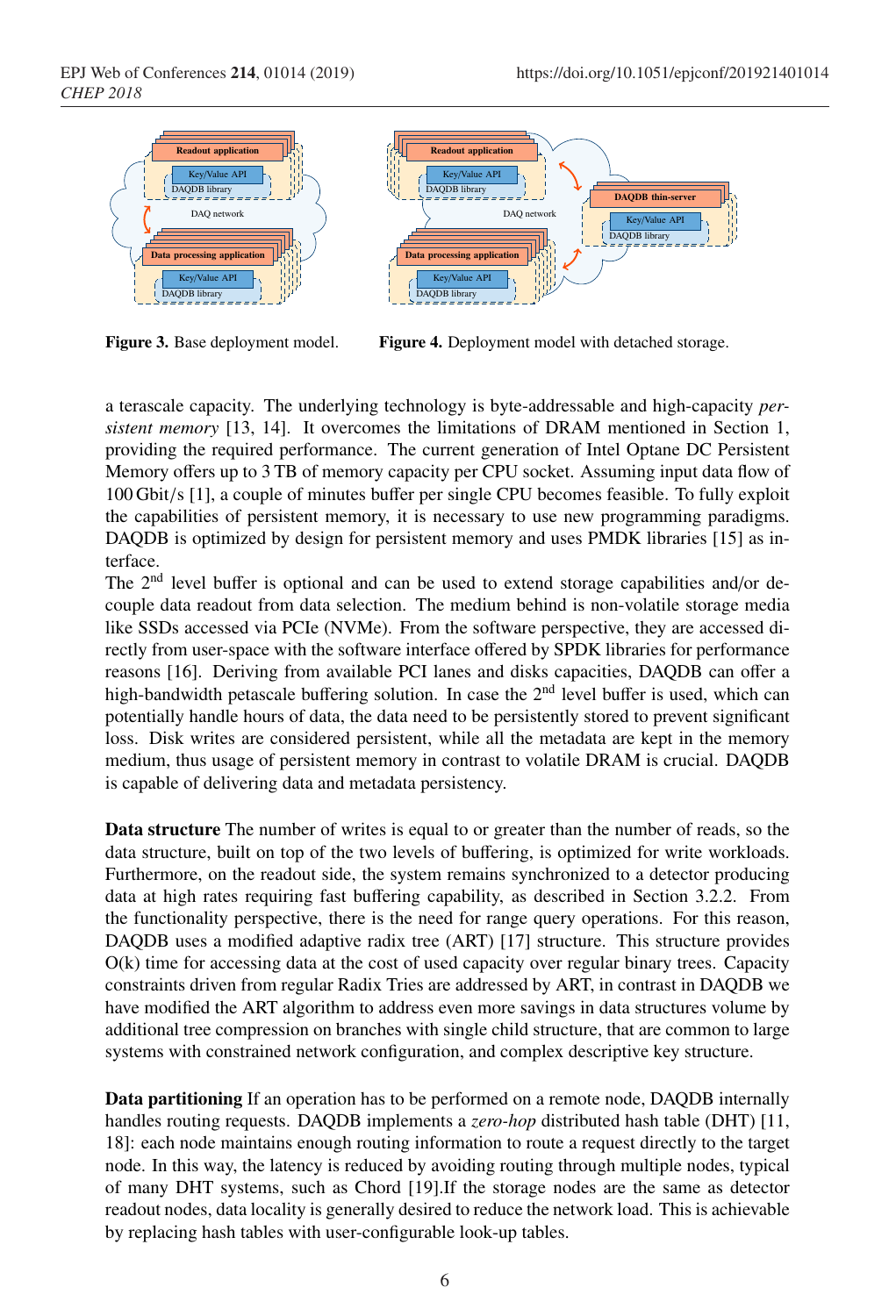**Figure 3.** Base deployment model.

**Figure 4.** Deployment model with detached storage.

a terascale capacity. The underlying technology is byte-addressable and high-capacity *persistent memory* [13, 14]. It overcomes the limitations of DRAM mentioned in Section 1, providing the required performance. The current generation of Intel Optane DC Persistent Memory offers up to 3 TB of memory capacity per CPU socket. Assuming input data flow of 100 Gbit/s [1], a couple of minutes buffer per single CPU becomes feasible. To fully exploit the capabilities of persistent memory, it is necessary to use new programming paradigms. DAQDB is optimized by design for persistent memory and uses PMDK libraries [15] as interface.

The 2nd level buffer is optional and can be used to extend storage capabilities and/or decouple data readout from data selection. The medium behind is non-volatile storage media like SSDs accessed via PCIe (NVMe). From the software perspective, they are accessed directly from user-space with the software interface offered by SPDK libraries for performance reasons [16]. Deriving from available PCI lanes and disks capacities, DAQDB can offer a high-bandwidth petascale buffering solution. In case the 2nd level buffer is used, which can potentially handle hours of data, the data need to be persistently stored to prevent significant loss. Disk writes are considered persistent, while all the metadata are kept in the memory medium, thus usage of persistent memory in contrast to volatile DRAM is crucial. DAQDB is capable of delivering data and metadata persistency.

**Data structure** The number of writes is equal to or greater than the number of reads, so the data structure, built on top of the two levels of buffering, is optimized for write workloads. Furthermore, on the readout side, the system remains synchronized to a detector producing data at high rates requiring fast buffering capability, as described in Section 3.2.2. From the functionality perspective, there is the need for range query operations. For this reason, DAQDB uses a modified adaptive radix tree (ART) [17] structure. This structure provides O(k) time for accessing data at the cost of used capacity over regular binary trees. Capacity constraints driven from regular Radix Tries are addressed by ART, in contrast in DAQDB we have modified the ART algorithm to address even more savings in data structures volume by additional tree compression on branches with single child structure, that are common to large systems with constrained network configuration, and complex descriptive key structure.

**Data partitioning** If an operation has to be performed on a remote node, DAQDB internally handles routing requests. DAQDB implements a *zero-hop* distributed hash table (DHT) [11, 18]: each node maintains enough routing information to route a request directly to the target node. In this way, the latency is reduced by avoiding routing through multiple nodes, typical of many DHT systems, such as Chord [19].If the storage nodes are the same as detector readout nodes, data locality is generally desired to reduce the network load. This is achievable by replacing hash tables with user-configurable look-up tables.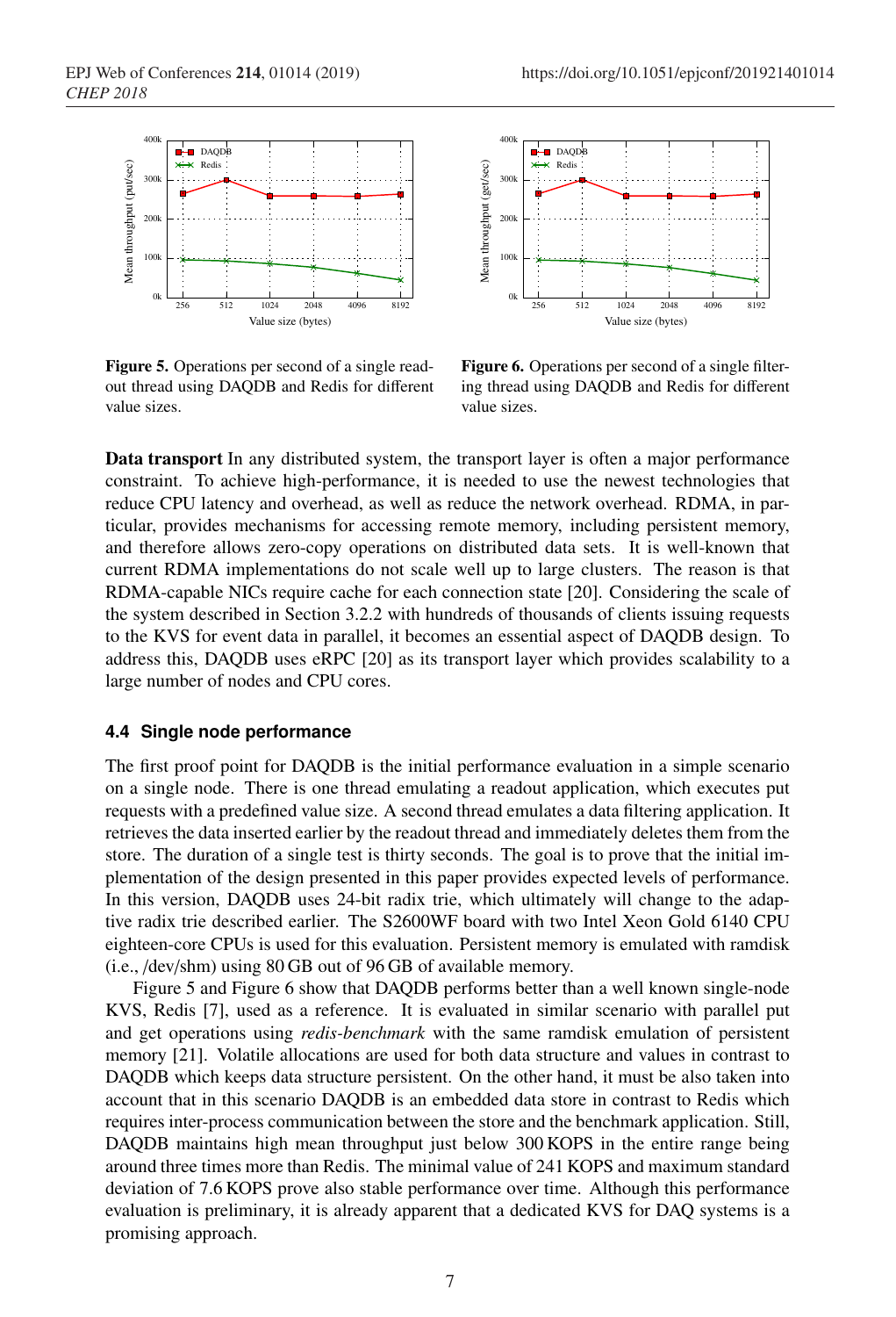Figure 5. Operations per second of a single readout thread using DAQDB and Redis for different value sizes.

Figure 6. Operations per second of a single filtering thread using DAQDB and Redis for different value sizes.

**Data transport** In any distributed system, the transport layer is often a major performance constraint. To achieve high-performance, it is needed to use the newest technologies that reduce CPU latency and overhead, as well as reduce the network overhead. RDMA, in particular, provides mechanisms for accessing remote memory, including persistent memory, and therefore allows zero-copy operations on distributed data sets. It is well-known that current RDMA implementations do not scale well up to large clusters. The reason is that RDMA-capable NICs require cache for each connection state [20]. Considering the scale of the system described in Section 3.2.2 with hundreds of thousands of clients issuing requests to the KVS for event data in parallel, it becomes an essential aspect of DAQDB design. To address this, DAQDB uses eRPC [20] as its transport layer which provides scalability to a large number of nodes and CPU cores.

### 4.4 Single node performance

The first proof point for DAQDB is the initial performance evaluation in a simple scenario on a single node. There is one thread emulating a readout application, which executes put requests with a predefined value size. A second thread emulates a data filtering application. It retrieves the data inserted earlier by the readout thread and immediately deletes them from the store. The duration of a single test is thirty seconds. The goal is to prove that the initial implementation of the design presented in this paper provides expected levels of performance. In this version, DAQDB uses 24-bit radix trie, which ultimately will change to the adaptive radix trie described earlier. The S2600WF board with two Intel Xeon Gold 6140 CPU eighteen-core CPUs is used for this evaluation. Persistent memory is emulated with ramdisk (i.e., /dev/shm) using 80 GB out of 96 GB of available memory.

Figure 5 and Figure 6 show that DAQDB performs better than a well known single-node KVS, Redis [7], used as a reference. It is evaluated in similar scenario with parallel put and get operations using *redis-benchmark* with the same ramdisk emulation of persistent memory [21]. Volatile allocations are used for both data structure and values in contrast to DAQDB which keeps data structure persistent. On the other hand, it must be also taken into account that in this scenario DAQDB is an embedded data store in contrast to Redis which requires inter-process communication between the store and the benchmark application. Still, DAQDB maintains high mean throughput just below 300 KOPS in the entire range being around three times more than Redis. The minimal value of 241 KOPS and maximum standard deviation of 7.6 KOPS prove also stable performance over time. Although this performance evaluation is preliminary, it is already apparent that a dedicated KVS for DAQ systems is a promising approach.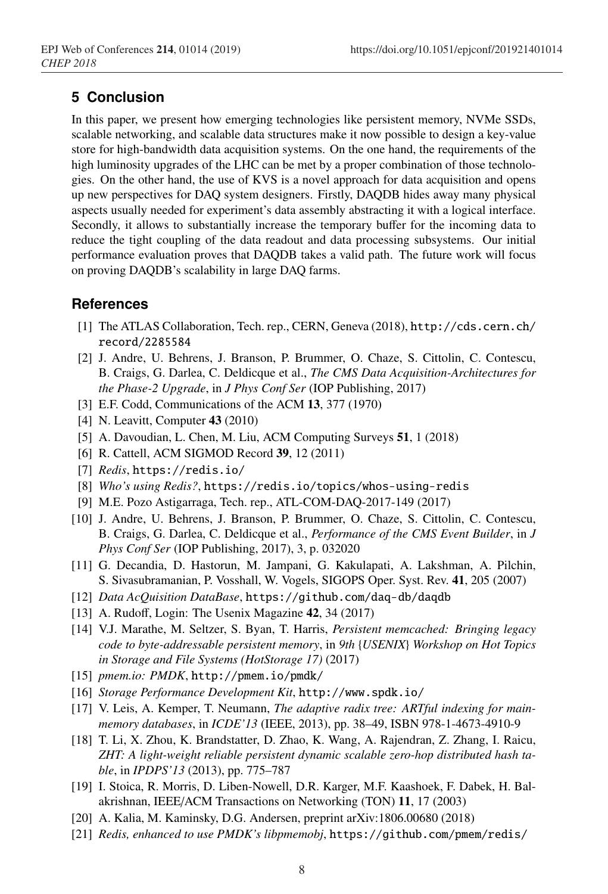## 5 Conclusion

In this paper, we present how emerging technologies like persistent memory, NVMe SSDs, scalable networking, and scalable data structures make it now possible to design a key-value store for high-bandwidth data acquisition systems. On the one hand, the requirements of the high luminosity upgrades of the LHC can be met by a proper combination of those technologies. On the other hand, the use of KVS is a novel approach for data acquisition and opens up new perspectives for DAQ system designers. Firstly, DAQDB hides away many physical aspects usually needed for experiment's data assembly abstracting it with a logical interface. Secondly, it allows to substantially increase the temporary buffer for the incoming data to reduce the tight coupling of the data readout and data processing subsystems. Our initial performance evaluation proves that DAQDB takes a valid path. The future work will focus on proving DAQDB's scalability in large DAQ farms.

## References

[1] The ATLAS Collaboration, Tech. rep., CERN, Geneva (2018), http://cds.cern.ch/record/2285584

[2] J. Andre, U. Behrens, J. Branson, P. Brummer, O. Chaze, S. Cittolin, C. Contescu, B. Craigs, G. Darlea, C. Deldicque et al., *The CMS Data Acquisition-Architectures for the Phase-2 Upgrade*, in *J Phys Conf Ser* (IOP Publishing, 2017)

[3] E.F. Codd, Communications of the ACM **13**, 377 (1970)

[4] N. Leavitt, Computer **43** (2010)

[5] A. Davoudian, L. Chen, M. Liu, ACM Computing Surveys **51**, 1 (2018)

[6] R. Cattell, ACM SIGMOD Record **39**, 12 (2011)

[7] *Redis*, https://redis.io/

[8] *Who's using Redis?*, https://redis.io/topics/whos-using-redis

[9] M.E. Pozo Astigarraga, Tech. rep., ATL-COM-DAQ-2017-149 (2017)

[10] J. Andre, U. Behrens, J. Branson, P. Brummer, O. Chaze, S. Cittolin, C. Contescu, B. Craigs, G. Darlea, C. Deldicque et al., *Performance of the CMS Event Builder*, in *J Phys Conf Ser* (IOP Publishing, 2017), 3, p. 032020

[11] G. Decandia, D. Hastorun, M. Jampani, G. Kakulapati, A. Lakshman, A. Pilchin, S. Sivasubramanian, P. Vosshall, W. Vogels, SIGOPS Oper. Syst. Rev. **41**, 205 (2007)

[12] *Data AcQuisition DataBase*, https://github.com/daq-db/daqdb

[13] A. Rudoff, Login: The Usenix Magazine **42**, 34 (2017)

[14] V.J. Marathe, M. Seltzer, S. Byan, T. Harris, *Persistent memcached: Bringing legacy code to byte-addressable persistent memory*, in *9th {USENIX} Workshop on Hot Topics in Storage and File Systems (HotStorage 17)* (2017)

[15] *pmem.io: PMDK*, http://pmem.io/pmdk/

[16] *Storage Performance Development Kit*, http://www.spdk.io/

[17] V. Leis, A. Kemper, T. Neumann, *The adaptive radix tree: ARTful indexing for main-memory databases*, in *ICDE'13* (IEEE, 2013), pp. 38–49, ISBN 978-1-4673-4910-9

[18] T. Li, X. Zhou, K. Brandstatter, D. Zhao, K. Wang, A. Rajendran, Z. Zhang, I. Raicu, *ZHT: A light-weight reliable persistent dynamic scalable zero-hop distributed hash table*, in *IPDPS'13* (2013), pp. 775–787

[19] I. Stoica, R. Morris, D. Liben-Nowell, D.R. Karger, M.F. Kaashoek, F. Dabek, H. Balakrishnan, IEEE/ACM Transactions on Networking (TON) **11**, 17 (2003)

[20] A. Kalia, M. Kaminsky, D.G. Andersen, preprint arXiv:1806.00680 (2018)

[21] *Redis, enhanced to use PMDK's libpmemobj*, https://github.com/pmem/redis/